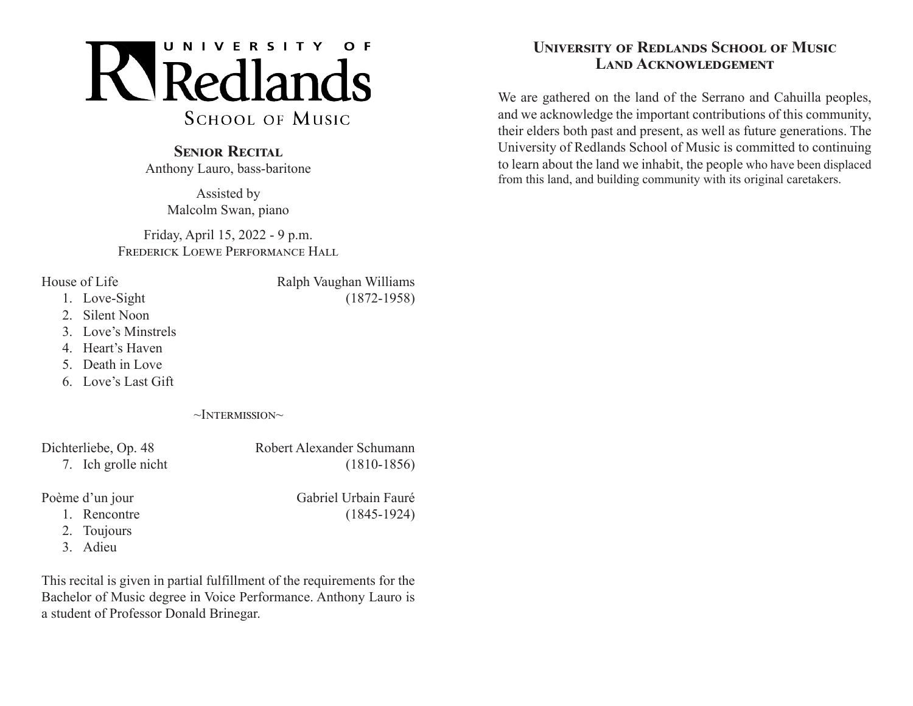# UNIVERSITY OF Redlands

## SCHOOL OF MUSIC

### Senior Recital

Anthony Lauro, bass-baritone

Assisted by
Malcolm Swan, piano

Friday, April 15, 2022 - 9 p.m.
Frederick Loewe Performance Hall

House of Life — Ralph Vaughan Williams (1872-1958)

1. Love-Sight
2. Silent Noon
3. Love's Minstrels
4. Heart's Haven
5. Death in Love
6. Love's Last Gift

~Intermission~

Dichterliebe, Op. 48 — Robert Alexander Schumann (1810-1856)

7. Ich grolle nicht

Poème d'un jour — Gabriel Urbain Fauré (1845-1924)

1. Rencontre
2. Toujours
3. Adieu

This recital is given in partial fulfillment of the requirements for the Bachelor of Music degree in Voice Performance. Anthony Lauro is a student of Professor Donald Brinegar.

### University of Redlands School of Music Land Acknowledgement

We are gathered on the land of the Serrano and Cahuilla peoples, and we acknowledge the important contributions of this community, their elders both past and present, as well as future generations. The University of Redlands School of Music is committed to continuing to learn about the land we inhabit, the people who have been displaced from this land, and building community with its original caretakers.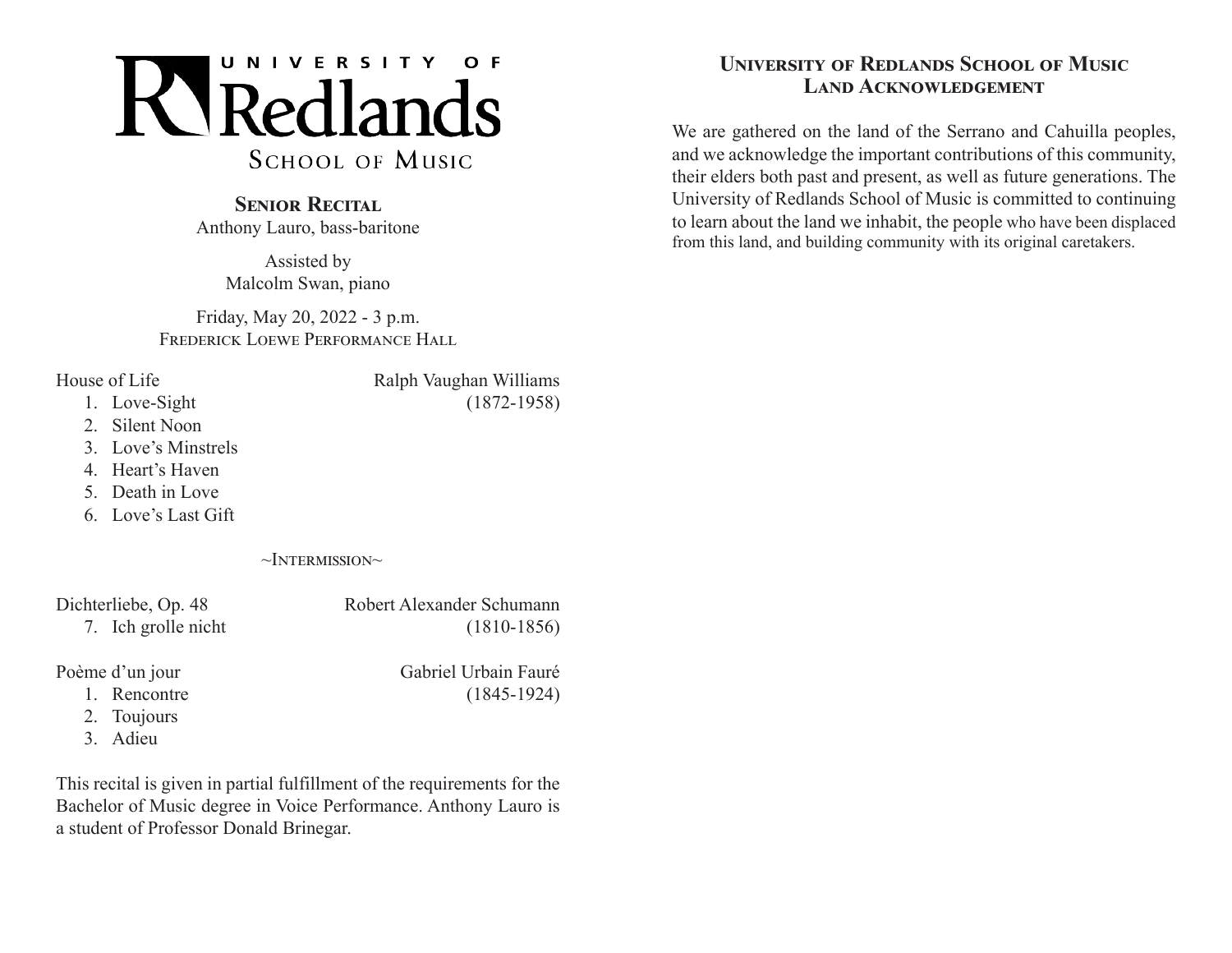UNIVERSITY OF

# Redlands

SCHOOL OF MUSIC

## Senior Recital

Anthony Lauro, bass-baritone

Assisted by
Malcolm Swan, piano

Friday, May 20, 2022 - 3 p.m.
Frederick Loewe Performance Hall

House of Life — Ralph Vaughan Williams (1872-1958)

1. Love-Sight
2. Silent Noon
3. Love's Minstrels
4. Heart's Haven
5. Death in Love
6. Love's Last Gift

~Intermission~

Dichterliebe, Op. 48 — Robert Alexander Schumann (1810-1856)

7. Ich grolle nicht

Poème d'un jour — Gabriel Urbain Fauré (1845-1924)

1. Rencontre
2. Toujours
3. Adieu

This recital is given in partial fulfillment of the requirements for the Bachelor of Music degree in Voice Performance. Anthony Lauro is a student of Professor Donald Brinegar.

## University of Redlands School of Music Land Acknowledgement

We are gathered on the land of the Serrano and Cahuilla peoples, and we acknowledge the important contributions of this community, their elders both past and present, as well as future generations. The University of Redlands School of Music is committed to continuing to learn about the land we inhabit, the people who have been displaced from this land, and building community with its original caretakers.